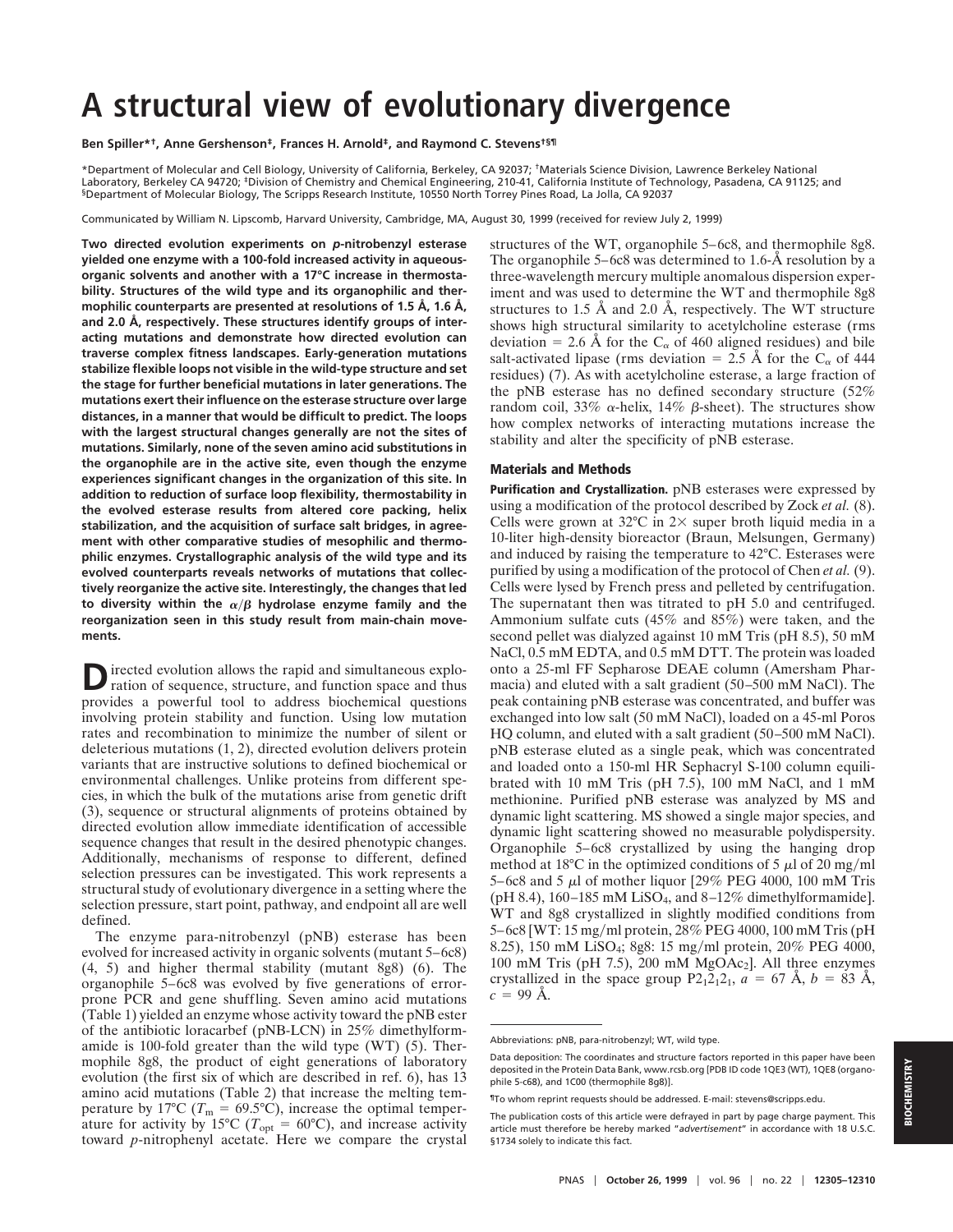# A structural view of evolutionary divergence

**Ben Spiller*†, Anne Gershenson‡, Frances H. Arnold‡, and Raymond C. Stevens†§¶**

*Department of Molecular and Cell Biology, University of California, Berkeley, CA 92037; †Materials Science Division, Lawrence Berkeley National Laboratory, Berkeley CA 94720; ‡Division of Chemistry and Chemical Engineering, 210-41, California Institute of Technology, Pasadena, CA 91125; and §Department of Molecular Biology, The Scripps Research Institute, 10550 North Torrey Pines Road, La Jolla, CA 92037

Communicated by William N. Lipscomb, Harvard University, Cambridge, MA, August 30, 1999 (received for review July 2, 1999)

**Two directed evolution experiments on *p*-nitrobenzyl esterase yielded one enzyme with a 100-fold increased activity in aqueous-organic solvents and another with a 17°C increase in thermostability. Structures of the wild type and its organophilic and thermophilic counterparts are presented at resolutions of 1.5 Å, 1.6 Å, and 2.0 Å, respectively. These structures identify groups of interacting mutations and demonstrate how directed evolution can traverse complex fitness landscapes. Early-generation mutations stabilize flexible loops not visible in the wild-type structure and set the stage for further beneficial mutations in later generations. The mutations exert their influence on the esterase structure over large distances, in a manner that would be difficult to predict. The loops with the largest structural changes generally are not the sites of mutations. Similarly, none of the seven amino acid substitutions in the organophile are in the active site, even though the enzyme experiences significant changes in the organization of this site. In addition to reduction of surface loop flexibility, thermostability in the evolved esterase results from altered core packing, helix stabilization, and the acquisition of surface salt bridges, in agreement with other comparative studies of mesophilic and thermophilic enzymes. Crystallographic analysis of the wild type and its evolved counterparts reveals networks of mutations that collectively reorganize the active site. Interestingly, the changes that led to diversity within the $\alpha/\beta$ hydrolase enzyme family and the reorganization seen in this study result from main-chain movements.**

Directed evolution allows the rapid and simultaneous exploration of sequence, structure, and function space and thus provides a powerful tool to address biochemical questions involving protein stability and function. Using low mutation rates and recombination to minimize the number of silent or deleterious mutations (1, 2), directed evolution delivers protein variants that are instructive solutions to defined biochemical or environmental challenges. Unlike proteins from different species, in which the bulk of the mutations arise from genetic drift (3), sequence or structural alignments of proteins obtained by directed evolution allow immediate identification of accessible sequence changes that result in the desired phenotypic changes. Additionally, mechanisms of response to different, defined selection pressures can be investigated. This work represents a structural study of evolutionary divergence in a setting where the selection pressure, start point, pathway, and endpoint all are well defined.

The enzyme para-nitrobenzyl (pNB) esterase has been evolved for increased activity in organic solvents (mutant 5–6c8) (4, 5) and higher thermal stability (mutant 8g8) (6). The organophile 5–6c8 was evolved by five generations of error-prone PCR and gene shuffling. Seven amino acid mutations (Table 1) yielded an enzyme whose activity toward the pNB ester of the antibiotic loracarbef (pNB-LCN) in 25% dimethylformamide is 100-fold greater than the wild type (WT) (5). Thermophile 8g8, the product of eight generations of laboratory evolution (the first six of which are described in ref. 6), has 13 amino acid mutations (Table 2) that increase the melting temperature by 17°C ($T_m$ = 69.5°C), increase the optimal temperature for activity by 15°C ($T_{opt}$ = 60°C), and increase activity toward *p*-nitrophenyl acetate. Here we compare the crystal structures of the WT, organophile 5–6c8, and thermophile 8g8. The organophile 5–6c8 was determined to 1.6-Å resolution by a three-wavelength mercury multiple anomalous dispersion experiment and was used to determine the WT and thermophile 8g8 structures to 1.5 Å and 2.0 Å, respectively. The WT structure shows high structural similarity to acetylcholine esterase (rms deviation = 2.6 Å for the $C_\alpha$ of 460 aligned residues) and bile salt-activated lipase (rms deviation = 2.5 Å for the $C_\alpha$ of 444 residues) (7). As with acetylcholine esterase, a large fraction of the pNB esterase has no defined secondary structure (52% random coil, 33% $\alpha$-helix, 14% $\beta$-sheet). The structures show how complex networks of interacting mutations increase the stability and alter the specificity of pNB esterase.

## Materials and Methods

**Purification and Crystallization.** pNB esterases were expressed by using a modification of the protocol described by Zock *et al.* (8). Cells were grown at 32°C in 2× super broth liquid media in a 10-liter high-density bioreactor (Braun, Melsungen, Germany) and induced by raising the temperature to 42°C. Esterases were purified by using a modification of the protocol of Chen *et al.* (9). Cells were lysed by French press and pelleted by centrifugation. The supernatant then was titrated to pH 5.0 and centrifuged. Ammonium sulfate cuts (45% and 85%) were taken, and the second pellet was dialyzed against 10 mM Tris (pH 8.5), 50 mM NaCl, 0.5 mM EDTA, and 0.5 mM DTT. The protein was loaded onto a 25-ml FF Sepharose DEAE column (Amersham Pharmacia) and eluted with a salt gradient (50–500 mM NaCl). The peak containing pNB esterase was concentrated, and buffer was exchanged into low salt (50 mM NaCl), loaded on a 45-ml Poros HQ column, and eluted with a salt gradient (50–500 mM NaCl). pNB esterase eluted as a single peak, which was concentrated and loaded onto a 150-ml HR Sephacryl S-100 column equilibrated with 10 mM Tris (pH 7.5), 100 mM NaCl, and 1 mM methionine. Purified pNB esterase was analyzed by MS and dynamic light scattering. MS showed a single major species, and dynamic light scattering showed no measurable polydispersity. Organophile 5–6c8 crystallized by using the hanging drop method at 18°C in the optimized conditions of 5 μl of 20 mg/ml 5–6c8 and 5 μl of mother liquor [29% PEG 4000, 100 mM Tris (pH 8.4), 160–185 mM $LiSO_4$, and 8–12% dimethylformamide]. WT and 8g8 crystallized in slightly modified conditions from 5–6c8 [WT: 15 mg/ml protein, 28% PEG 4000, 100 mM Tris (pH 8.25), 150 mM $LiSO_4$; 8g8: 15 mg/ml protein, 20% PEG 4000, 100 mM Tris (pH 7.5), 200 mM $MgOAc_2$]. All three enzymes crystallized in the space group $P2_12_12_1$, $a$ = 67 Å, $b$ = 83 Å, $c$ = 99 Å.

---

Abbreviations: pNB, para-nitrobenzyl; WT, wild type.

Data deposition: The coordinates and structure factors reported in this paper have been deposited in the Protein Data Bank, www.rcsb.org [PDB ID code 1QE3 (WT), 1QE8 (organophile 5-c68), and 1C00 (thermophile 8g8)].

¶To whom reprint requests should be addressed. E-mail: stevens@scripps.edu.

The publication costs of this article were defrayed in part by page charge payment. This article must therefore be hereby marked "*advertisement*" in accordance with 18 U.S.C. §1734 solely to indicate this fact.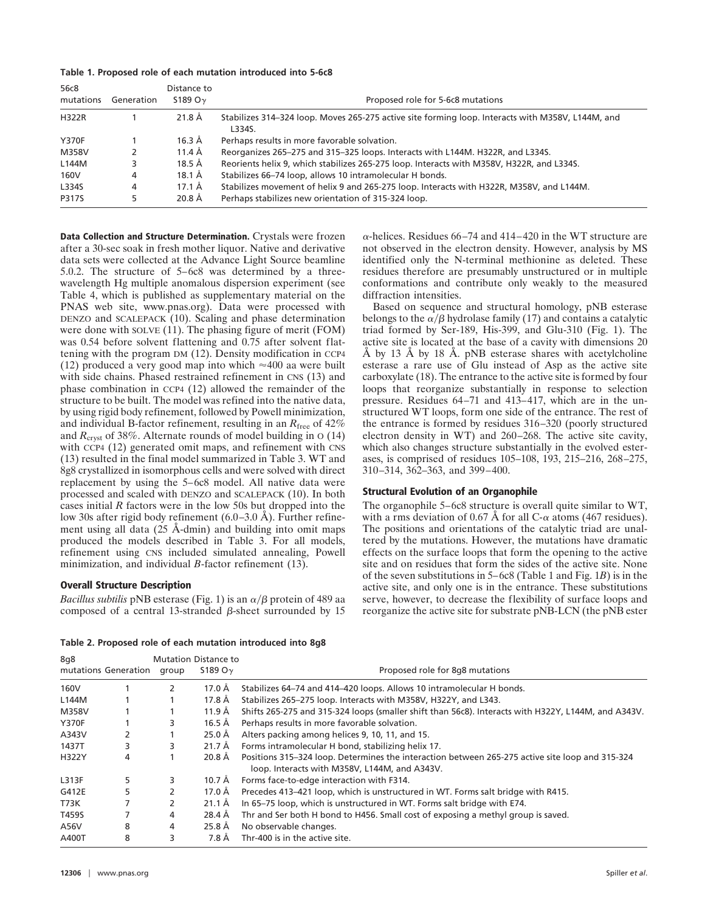**Table 1. Proposed role of each mutation introduced into 5-6c8**

| 56c8 mutations | Generation | Distance to S189 Oγ | Proposed role for 5-6c8 mutations |
|---|---|---|---|
| H322R | 1 | 21.8 Å | Stabilizes 314–324 loop. Moves 265-275 active site forming loop. Interacts with M358V, L144M, and L334S. |
| Y370F | 1 | 16.3 Å | Perhaps results in more favorable solvation. |
| M358V | 2 | 11.4 Å | Reorganizes 265–275 and 315–325 loops. Interacts with L144M. H322R, and L334S. |
| L144M | 3 | 18.5 Å | Reorients helix 9, which stabilizes 265-275 loop. Interacts with M358V, H322R, and L334S. |
| I60V | 4 | 18.1 Å | Stabilizes 66–74 loop, allows 10 intramolecular H bonds. |
| L334S | 4 | 17.1 Å | Stabilizes movement of helix 9 and 265-275 loop. Interacts with H322R, M358V, and L144M. |
| P317S | 5 | 20.8 Å | Perhaps stabilizes new orientation of 315-324 loop. |

**Data Collection and Structure Determination.** Crystals were frozen after a 30-sec soak in fresh mother liquor. Native and derivative data sets were collected at the Advance Light Source beamline 5.0.2. The structure of 5–6c8 was determined by a three-wavelength Hg multiple anomalous dispersion experiment (see Table 4, which is published as supplementary material on the PNAS web site, www.pnas.org). Data were processed with DENZO and SCALEPACK (10). Scaling and phase determination were done with SOLVE (11). The phasing figure of merit (FOM) was 0.54 before solvent flattening and 0.75 after solvent flattening with the program DM (12). Density modification in CCP4 (12) produced a very good map into which ≈400 aa were built with side chains. Phased restrained refinement in CNS (13) and phase combination in CCP4 (12) allowed the remainder of the structure to be built. The model was refined into the native data, by using rigid body refinement, followed by Powell minimization, and individual B-factor refinement, resulting in an $R_{free}$ of 42% and $R_{cryst}$ of 38%. Alternate rounds of model building in O (14) with CCP4 (12) generated omit maps, and refinement with CNS (13) resulted in the final model summarized in Table 3. WT and 8g8 crystallized in isomorphous cells and were solved with direct replacement by using the 5–6c8 model. All native data were processed and scaled with DENZO and SCALEPACK (10). In both cases initial *R* factors were in the low 50s but dropped into the low 30s after rigid body refinement (6.0–3.0 Å). Further refinement using all data (25 Å-dmin) and building into omit maps produced the models described in Table 3. For all models, refinement using CNS included simulated annealing, Powell minimization, and individual *B*-factor refinement (13).

## Overall Structure Description

*Bacillus subtilis* pNB esterase (Fig. 1) is an $\alpha/\beta$ protein of 489 aa composed of a central 13-stranded $\beta$-sheet surrounded by 15 $\alpha$-helices. Residues 66–74 and 414–420 in the WT structure are not observed in the electron density. However, analysis by MS identified only the N-terminal methionine as deleted. These residues therefore are presumably unstructured or in multiple conformations and contribute only weakly to the measured diffraction intensities.

Based on sequence and structural homology, pNB esterase belongs to the $\alpha/\beta$ hydrolase family (17) and contains a catalytic triad formed by Ser-189, His-399, and Glu-310 (Fig. 1). The active site is located at the base of a cavity with dimensions 20 Å by 13 Å by 18 Å. pNB esterase shares with acetylcholine esterase a rare use of Glu instead of Asp as the active site carboxylate (18). The entrance to the active site is formed by four loops that reorganize substantially in response to selection pressure. Residues 64–71 and 413–417, which are in the unstructured WT loops, form one side of the entrance. The rest of the entrance is formed by residues 316–320 (poorly structured electron density in WT) and 260–268. The active site cavity, which also changes structure substantially in the evolved esterases, is comprised of residues 105–108, 193, 215–216, 268–275, 310–314, 362–363, and 399–400.

## Structural Evolution of an Organophile

The organophile 5–6c8 structure is overall quite similar to WT, with a rms deviation of 0.67 Å for all C-$\alpha$ atoms (467 residues). The positions and orientations of the catalytic triad are unaltered by the mutations. However, the mutations have dramatic effects on the surface loops that form the opening to the active site and on residues that form the sides of the active site. None of the seven substitutions in 5–6c8 (Table 1 and Fig. 1*B*) is in the active site, and only one is in the entrance. These substitutions serve, however, to decrease the flexibility of surface loops and reorganize the active site for substrate pNB-LCN (the pNB ester

**Table 2. Proposed role of each mutation introduced into 8g8**

| 8g8 mutations | Generation | Mutation group | Distance to S189 Oγ | Proposed role for 8g8 mutations |
|---|---|---|---|---|
| I60V | 1 | 2 | 17.0 Å | Stabilizes 64–74 and 414–420 loops. Allows 10 intramolecular H bonds. |
| L144M | 1 | 1 | 17.8 Å | Stabilizes 265–275 loop. Interacts with M358V, H322Y, and L343. |
| M358V | 1 | 1 | 11.9 Å | Shifts 265-275 and 315-324 loops (smaller shift than 56c8). Interacts with H322Y, L144M, and A343V. |
| Y370F | 1 | 3 | 16.5 Å | Perhaps results in more favorable solvation. |
| A343V | 2 | 1 | 25.0 Å | Alters packing among helices 9, 10, 11, and 15. |
| I437T | 3 | 3 | 21.7 Å | Forms intramolecular H bond, stabilizing helix 17. |
| H322Y | 4 | 1 | 20.8 Å | Positions 315–324 loop. Determines the interaction between 265-275 active site loop and 315-324 loop. Interacts with M358V, L144M, and A343V. |
| L313F | 5 | 3 | 10.7 Å | Forms face-to-edge interaction with F314. |
| G412E | 5 | 2 | 17.0 Å | Precedes 413–421 loop, which is unstructured in WT. Forms salt bridge with R415. |
| T73K | 7 | 2 | 21.1 Å | In 65–75 loop, which is unstructured in WT. Forms salt bridge with E74. |
| T459S | 7 | 4 | 28.4 Å | Thr and Ser both H bond to H456. Small cost of exposing a methyl group is saved. |
| A56V | 8 | 4 | 25.8 Å | No observable changes. |
| A400T | 8 | 3 | 7.8 Å | Thr-400 is in the active site. |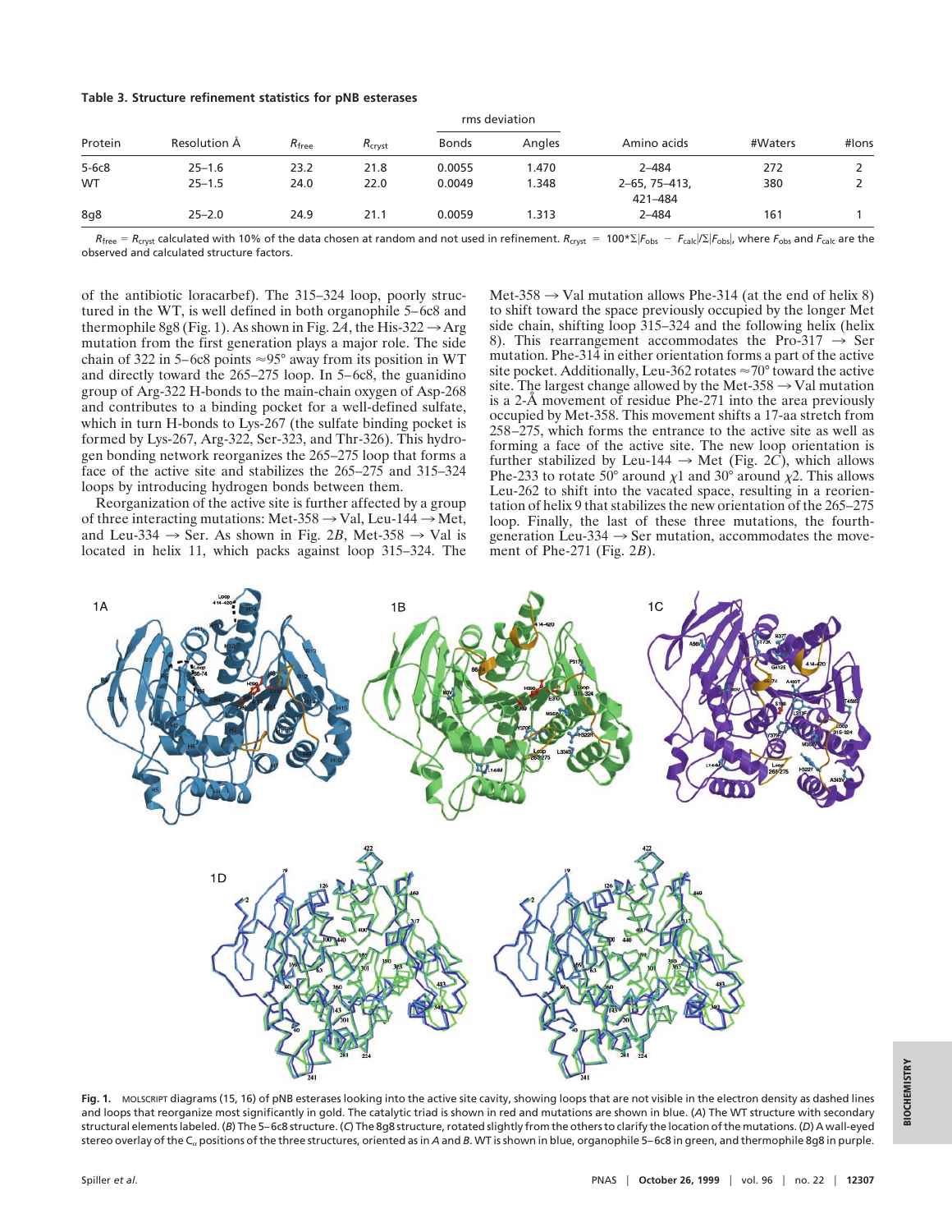**Table 3. Structure refinement statistics for pNB esterases**

| Protein | Resolution Å | $R_{free}$ | $R_{cryst}$ | rms deviation | | Amino acids | #Waters | #Ions |
|---|---|---|---|---|---|---|---|---|
| | | | | Bonds | Angles | | | |
| 5-6c8 | 25–1.6 | 23.2 | 21.8 | 0.0055 | 1.470 | 2–484 | 272 | 2 |
| WT | 25–1.5 | 24.0 | 22.0 | 0.0049 | 1.348 | 2–65, 75–413, 421–484 | 380 | 2 |
| 8g8 | 25–2.0 | 24.9 | 21.1 | 0.0059 | 1.313 | 2–484 | 161 | 1 |

$R_{free} = R_{cryst}$ calculated with 10% of the data chosen at random and not used in refinement. $R_{cryst} = 100*\Sigma|F_{obs} - F_{calc}|/\Sigma|F_{obs}|$, where $F_{obs}$ and $F_{calc}$ are the observed and calculated structure factors.

of the antibiotic loracarbef). The 315–324 loop, poorly structured in the WT, is well defined in both organophile 5–6c8 and thermophile 8g8 (Fig. 1). As shown in Fig. 2*A*, the His-322 → Arg mutation from the first generation plays a major role. The side chain of 322 in 5–6c8 points ≈95° away from its position in WT and directly toward the 265–275 loop. In 5–6c8, the guanidino group of Arg-322 H-bonds to the main-chain oxygen of Asp-268 and contributes to a binding pocket for a well-defined sulfate, which in turn H-bonds to Lys-267 (the sulfate binding pocket is formed by Lys-267, Arg-322, Ser-323, and Thr-326). This hydrogen bonding network reorganizes the 265–275 loop that forms a face of the active site and stabilizes the 265–275 and 315–324 loops by introducing hydrogen bonds between them.

Reorganization of the active site is further affected by a group of three interacting mutations: Met-358 → Val, Leu-144 → Met, and Leu-334 → Ser. As shown in Fig. 2*B*, Met-358 → Val is located in helix 11, which packs against loop 315–324. The Met-358 → Val mutation allows Phe-314 (at the end of helix 8) to shift toward the space previously occupied by the longer Met side chain, shifting loop 315–324 and the following helix (helix 8). This rearrangement accommodates the Pro-317 → Ser mutation. Phe-314 in either orientation forms a part of the active site pocket. Additionally, Leu-362 rotates ≈70° toward the active site. The largest change allowed by the Met-358 → Val mutation is a 2-Å movement of residue Phe-271 into the area previously occupied by Met-358. This movement shifts a 17-aa stretch from 258–275, which forms the entrance to the active site as well as forming a face of the active site. The new loop orientation is further stabilized by Leu-144 → Met (Fig. 2*C*), which allows Phe-233 to rotate 50° around $\chi1$ and 30° around $\chi2$. This allows Leu-262 to shift into the vacated space, resulting in a reorientation of helix 9 that stabilizes the new orientation of the 265–275 loop. Finally, the last of these mutations, the fourth-generation Leu-334 → Ser mutation, accommodates the movement of Phe-271 (Fig. 2*B*).

**Fig. 1.** MOLSCRIPT diagrams (15, 16) of pNB esterases looking into the active site cavity, showing loops that are not visible in the electron density as dashed lines and loops that reorganize most significantly in gold. The catalytic triad is shown in red and mutations are shown in blue. (*A*) The WT structure with secondary structural elements labeled. (*B*) The 5–6c8 structure. (*C*) The 8g8 structure, rotated slightly from the others to clarify the location of the mutations. (*D*) A wall-eyed stereo overlay of the $C_\alpha$ positions of the three structures, oriented as in *A* and *B*. WT is shown in blue, organophile 5–6c8 in green, and thermophile 8g8 in purple.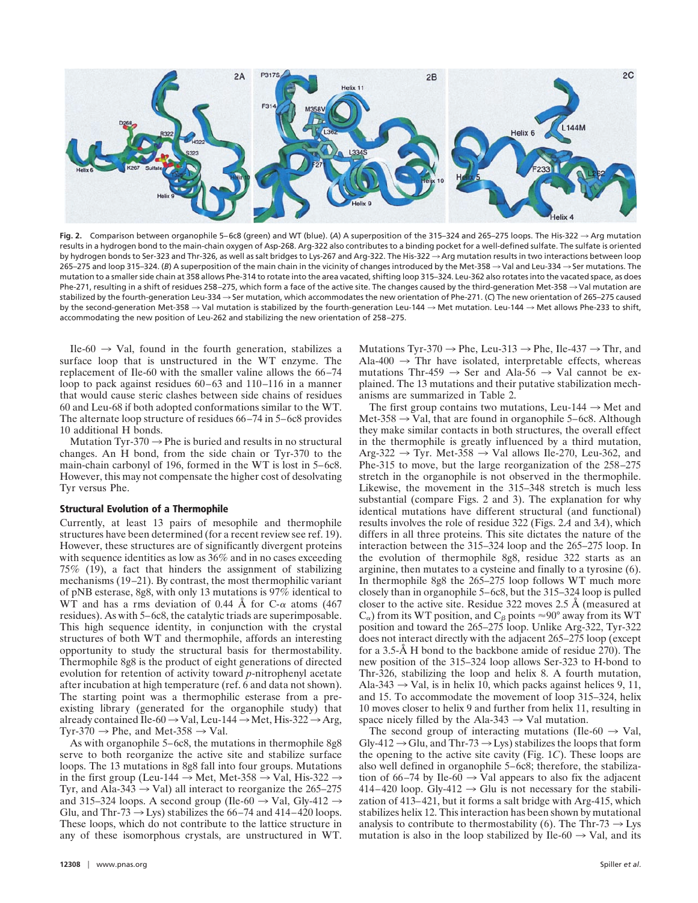**Fig. 2.** Comparison between organophile 5–6c8 (green) and WT (blue). (*A*) A superposition of the 315–324 and 265–275 loops. The His-322 → Arg mutation results in a hydrogen bond to the main-chain oxygen of Asp-268. Arg-322 also contributes to a binding pocket for a well-defined sulfate. The sulfate is oriented by hydrogen bonds to Ser-323 and Thr-326, as well as salt bridges to Lys-267 and Arg-322. The His-322 → Arg mutation results in two interactions between loop 265–275 and loop 315–324. (*B*) A superposition of the main chain in the vicinity of changes introduced by the Met-358 → Val and Leu-334 → Ser mutations. The mutation to a smaller side chain at 358 allows Phe-314 to rotate into the area vacated, shifting loop 315–324. Leu-362 also rotates into the vacated space, as does Phe-271, resulting in a shift of residues 258–275, which form a face of the active site. The changes caused by the third-generation Met-358 → Val mutation are stabilized by the fourth-generation Leu-334 → Ser mutation, which accommodates the new orientation of Phe-271. (*C*) The new orientation of 265–275 caused by the second-generation Met-358 → Val mutation is stabilized by the fourth-generation Leu-144 → Met mutation. Leu-144 → Met allows Phe-233 to shift, accommodating the new position of Leu-262 and stabilizing the new orientation of 258–275.

Ile-60 → Val, found in the fourth generation, stabilizes a surface loop that is unstructured in the WT enzyme. The replacement of Ile-60 with the smaller valine allows the 66–74 loop to pack against residues 60–63 and 110–116 in a manner that would cause steric clashes between side chains of residues 60 and Leu-68 if both adopted conformations similar to the WT. The alternate loop structure of residues 66–74 in 5–6c8 provides 10 additional H bonds.

Mutation Tyr-370 → Phe is buried and results in no structural changes. An H bond, from the side chain or Tyr-370 to the main-chain carbonyl of 196, formed in the WT is lost in 5–6c8. However, this may not compensate the higher cost of desolvating Tyr versus Phe.

### Structural Evolution of a Thermophile

Currently, at least 13 pairs of mesophile and thermophile structures have been determined (for a recent review see ref. 19). However, these structures are of significantly divergent proteins with sequence identities as low as 36% and in no cases exceeding 75% (19), a fact that hinders the assignment of stabilizing mechanisms (19–21). By contrast, the most thermophilic variant of pNB esterase, 8g8, with only 13 mutations is 97% identical to WT and has a rms deviation of 0.44 Å for C-$\alpha$ atoms (467 residues). As with 5–6c8, the catalytic triads are superimposable. This high sequence identity, in conjunction with the crystal structures of both WT and thermophile, affords an interesting opportunity to study the structural basis for thermostability. Thermophile 8g8 is the product of eight generations of directed evolution for retention of activity toward *p*-nitrophenyl acetate after incubation at high temperature (ref. 6 and data not shown). The starting point was a thermophilic esterase from a preexisting library (generated for the organophile study) that already contained Ile-60 → Val, Leu-144 → Met, His-322 → Arg, Tyr-370 → Phe, and Met-358 → Val.

As with organophile 5–6c8, the mutations in thermophile 8g8 serve to both reorganize the active site and stabilize surface loops. The 13 mutations in 8g8 fall into four groups. Mutations in the first group (Leu-144 → Met, Met-358 → Val, His-322 → Tyr, and Ala-343 → Val) all interact to reorganize the 265–275 and 315–324 loops. A second group (Ile-60 → Val, Gly-412 → Glu, and Thr-73 → Lys) stabilizes the 66–74 and 414–420 loops. These loops, which do not contribute to the lattice structure in any of these isomorphous crystals, are unstructured in WT. Mutations Tyr-370 → Phe, Leu-313 → Phe, Ile-437 → Thr, and Ala-400 → Thr have isolated, interpretable effects, whereas mutations Thr-459 → Ser and Ala-56 → Val cannot be explained. The 13 mutations and their putative stabilization mechanisms are summarized in Table 2.

The first group contains two mutations, Leu-144 → Met and Met-358 → Val, that are found in organophile 5–6c8. Although they make similar contacts in both structures, the overall effect in the thermophile is greatly influenced by a third mutation, Arg-322 → Tyr. Met-358 → Val allows Ile-270, Leu-362, and Phe-315 to move, but the large reorganization of the 258–275 stretch in the organophile is not observed in the thermophile. Likewise, the movement in the 315–348 stretch is much less substantial (compare Figs. 2 and 3). The explanation for why identical mutations have different structural (and functional) results involves the role of residue 322 (Figs. 2*A* and 3*A*), which differs in all three proteins. This site dictates the nature of the interaction between the 315–324 loop and the 265–275 loop. In the evolution of thermophile 8g8, residue 322 starts as an arginine, then mutates to a cysteine and finally to a tyrosine (6). In thermophile 8g8 the 265–275 loop follows WT much more closely than in organophile 5–6c8, but the 315–324 loop is pulled closer to the active site. Residue 322 moves 2.5 Å (measured at $C_\alpha$) from its WT position, and $C_\beta$ points ≈90° away from its WT position and toward the 265–275 loop. Unlike Arg-322, Tyr-322 does not interact directly with the adjacent 265–275 loop (except for a 3.5-Å H bond to the backbone amide of residue 270). The new position of the 315–324 loop allows Ser-323 to H-bond to Thr-326, stabilizing the loop and helix 8. A fourth mutation, Ala-343 → Val, is in helix 10, which packs against helices 9, 11, and 15. To accommodate the movement of loop 315–324, helix 10 moves closer to helix 9 and further from helix 11, resulting in space nicely filled by the Ala-343 → Val mutation.

The second group of interacting mutations (Ile-60 → Val, Gly-412 → Glu, and Thr-73 → Lys) stabilizes the loops that form the opening to the active site cavity (Fig. 1*C*). These loops are also well defined in organophile 5–6c8; therefore, the stabilization of 66–74 by Ile-60 → Val appears to also fix the adjacent 414–420 loop. Gly-412 → Glu is not necessary for the stabilization of 413–421, but it forms a salt bridge with Arg-415, which stabilizes helix 12. This interaction has been shown by mutational analysis to contribute to thermostability (6). The Thr-73 → Lys mutation is also in the loop stabilized by Ile-60 → Val, and its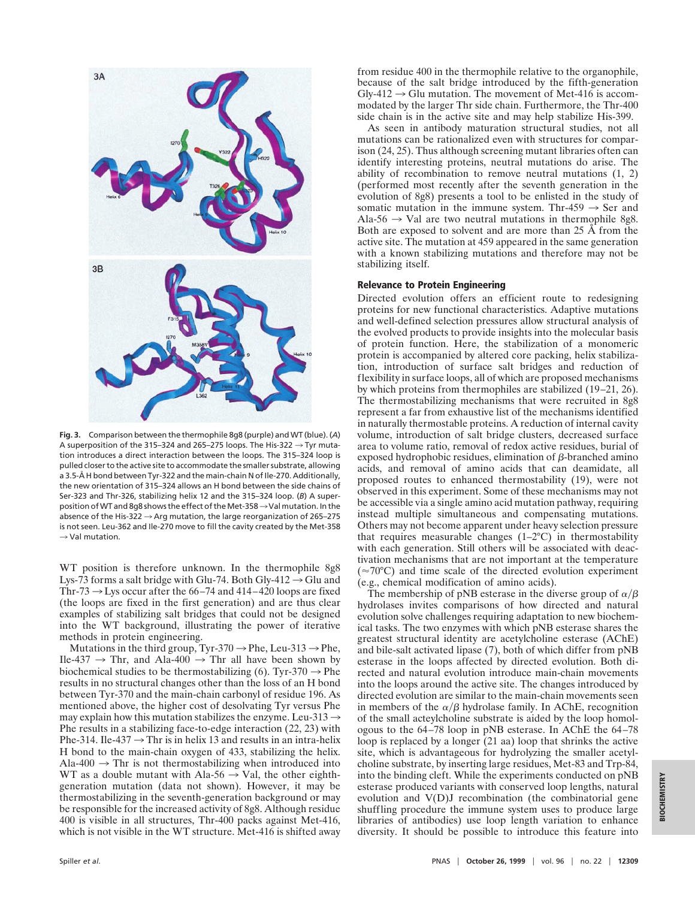**Fig. 3.** Comparison between the thermophile 8g8 (purple) and WT (blue). (*A*) A superposition of the 315–324 and 265–275 loops. The His-322 → Tyr mutation introduces a direct interaction between the loops. The 315–324 loop is pulled closer to the active site to accommodate the smaller substrate, allowing a 3.5-Å H bond between Tyr-322 and the main-chain N of Ile-270. Additionally, the new orientation of 315–324 allows an H bond between the side chains of Ser-323 and Thr-326, stabilizing helix 12 and the 315–324 loop. (*B*) A superposition of WT and 8g8 shows the effect of the Met-358 → Val mutation. In the absence of the His-322 → Arg mutation, the large reorganization of 265–275 is not seen. Leu-362 and Ile-270 move to fill the cavity created by the Met-358 → Val mutation.

WT position is therefore unknown. In the thermophile 8g8 Lys-73 forms a salt bridge with Glu-74. Both Gly-412 → Glu and Thr-73 → Lys occur after the 66–74 and 414–420 loops are fixed (the loops are fixed in the first generation) and are thus clear examples of stabilizing salt bridges that could not be designed into the WT background, illustrating the power of iterative methods in protein engineering.

Mutations in the third group, Tyr-370 → Phe, Leu-313 → Phe, Ile-437 → Thr, and Ala-400 → Thr all have been shown by biochemical studies to be thermostabilizing (6). Tyr-370 → Phe results in no structural changes other than the loss of an H bond between Tyr-370 and the main-chain carbonyl of residue 196. As mentioned above, the higher cost of desolvating Tyr versus Phe may explain how this mutation stabilizes the enzyme. Leu-313 → Phe results in a stabilizing face-to-edge interaction (22, 23) with Phe-314. Ile-437 → Thr is in helix 13 and results in an intra-helix H bond to the main-chain oxygen of 433, stabilizing the helix. Ala-400 → Thr is not thermostabilizing when introduced into WT as a double mutant with Ala-56 → Val, the other eighth-generation mutation (data not shown). However, it may be thermostabilizing in the seventh-generation background or may be responsible for the increased activity of 8g8. Although residue 400 is visible in all structures, Thr-400 packs against Met-416, which is not visible in the WT structure. Met-416 is shifted away from residue 400 in the thermophile relative to the organophile, because of the salt bridge introduced by the fifth-generation Gly-412 → Glu mutation. The movement of Met-416 is accommodated by the larger Thr side chain. Furthermore, the Thr-400 side chain is in the active site and may help stabilize His-399.

As seen in antibody maturation structural studies, not all mutations can be rationalized even with structures for comparison (24, 25). Thus although screening mutant libraries often can identify interesting proteins, neutral mutations do arise. The ability of recombination to remove neutral mutations (1, 2) (performed most recently after the seventh generation in the evolution of 8g8) presents a tool to be enlisted in the study of somatic mutation in the immune system. Thr-459 → Ser and Ala-56 → Val are two neutral mutations in thermophile 8g8. Both are exposed to solvent and are more than 25 Å from the active site. The mutation at 459 appeared in the same generation with a known stabilizing mutations and therefore may not be stabilizing itself.

## Relevance to Protein Engineering

Directed evolution offers an efficient route to redesigning proteins for new functional characteristics. Adaptive mutations and well-defined selection pressures allow structural analysis of the evolved products to provide insights into the molecular basis of protein function. Here, the stabilization of a monomeric protein is accompanied by altered core packing, helix stabilization, introduction of surface salt bridges and reduction of flexibility in surface loops, all of which are proposed mechanisms by which proteins from thermophiles are stabilized (19–21, 26). The thermostabilizing mechanisms that were recruited in 8g8 represent a far from exhaustive list of the mechanisms identified in naturally thermostable proteins. A reduction of internal cavity volume, introduction of salt bridge clusters, decreased surface area to volume ratio, removal of redox active residues, burial of exposed hydrophobic residues, elimination of β-branched amino acids, and removal of amino acids that can deamidate, all proposed routes to enhanced thermostability (19), were not observed in this experiment. Some of these mechanisms may not be accessible via a single amino acid mutation pathway, requiring instead multiple simultaneous and compensating mutations. Others may not become apparent under heavy selection pressure that requires measurable changes (1–2°C) in thermostability with each generation. Still others will be associated with deactivation mechanisms that are not important at the temperature (≈70°C) and time scale of the directed evolution experiment (e.g., chemical modification of amino acids).

The membership of pNB esterase in the diverse group of α/β hydrolases invites comparisons of how directed and natural evolution solve challenges requiring adaptation to new biochemical tasks. The two enzymes with which pNB esterase shares the greatest structural identity are acetylcholine esterase (AChE) and bile-salt activated lipase (7), both of which differ from pNB esterase in the loops affected by directed evolution. Both directed and natural evolution introduce main-chain movements into the loops around the active site. The changes introduced by directed evolution are similar to the main-chain movements seen in members of the α/β hydrolase family. In AChE, recognition of the small acteylcholine substrate is aided by the loop homologous to the 64–78 loop in pNB esterase. In AChE the 64–78 loop is replaced by a longer (21 aa) loop that shrinks the active site, which is advantageous for hydrolyzing the smaller acetylcholine substrate, by inserting large residues, Met-83 and Trp-84, into the binding cleft. While the experiments conducted on pNB esterase produced variants with conserved loop lengths, natural evolution and V(D)J recombination (the combinatorial gene shuffling procedure the immune system uses to produce large libraries of antibodies) use loop length variation to enhance diversity. It should be possible to introduce this feature into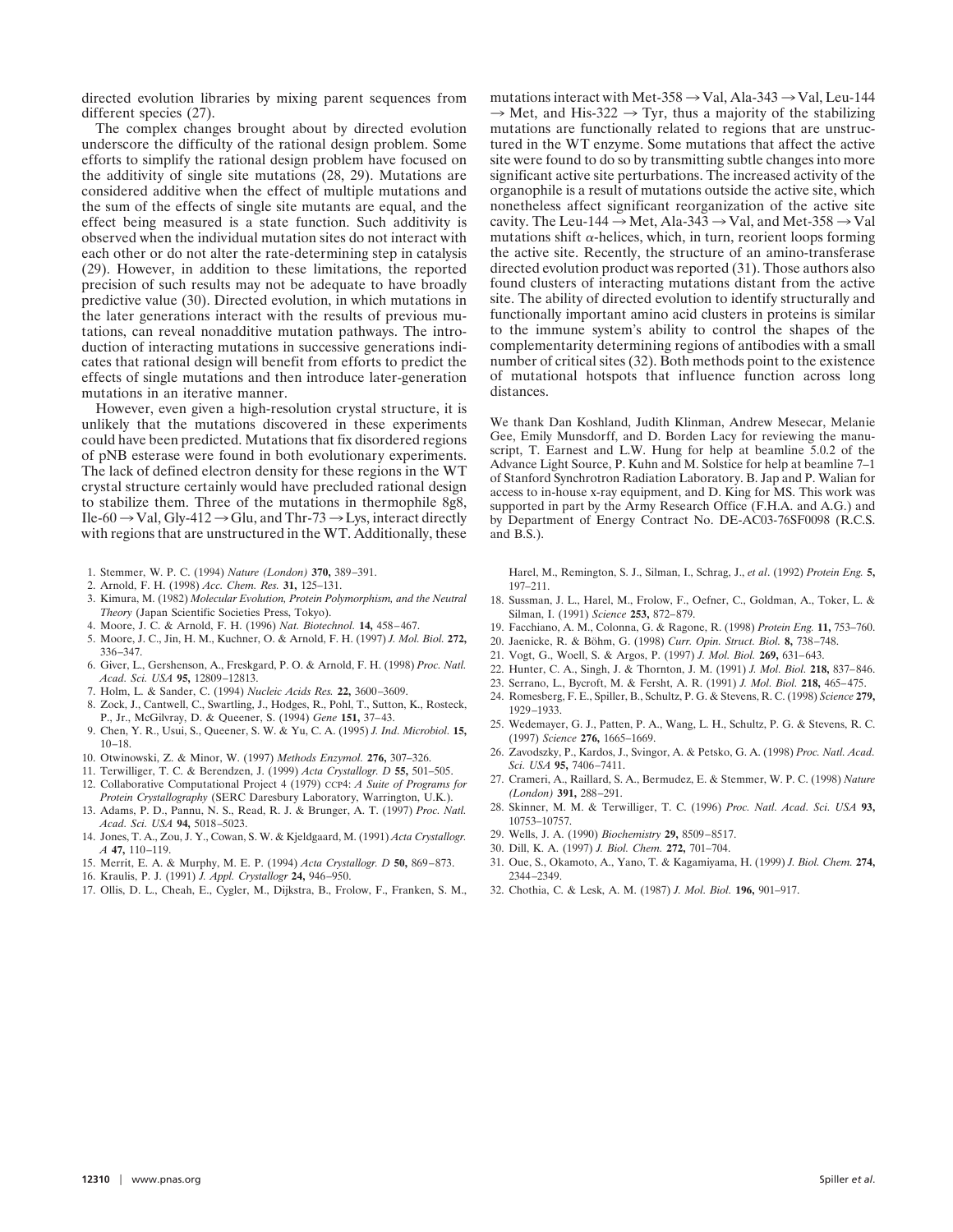directed evolution libraries by mixing parent sequences from different species (27).

The complex changes brought about by directed evolution underscore the difficulty of the rational design problem. Some efforts to simplify the rational design problem have focused on the additivity of single site mutations (28, 29). Mutations are considered additive when the effect of multiple mutations and the sum of the effects of single site mutants are equal, and the effect being measured is a state function. Such additivity is observed when the individual mutation sites do not interact with each other or do not alter the rate-determining step in catalysis (29). However, in addition to these limitations, the reported precision of such results may not be adequate to have broadly predictive value (30). Directed evolution, in which mutations in the later generations interact with the results of previous mutations, can reveal nonadditive mutation pathways. The introduction of interacting mutations in successive generations indicates that rational design will benefit from efforts to predict the effects of single mutations and then introduce later-generation mutations in an iterative manner.

However, even given a high-resolution crystal structure, it is unlikely that the mutations discovered in these experiments could have been predicted. Mutations that fix disordered regions of pNB esterase were found in both evolutionary experiments. The lack of defined electron density for these regions in the WT crystal structure certainly would have precluded rational design to stabilize them. Three of the mutations in thermophile 8g8, Ile-60 → Val, Gly-412 → Glu, and Thr-73 → Lys, interact directly with regions that are unstructured in the WT. Additionally, these mutations interact with Met-358 → Val, Ala-343 → Val, Leu-144 → Met, and His-322 → Tyr, thus a majority of the stabilizing mutations are functionally related to regions that are unstructured in the WT enzyme. Some mutations that affect the active site were found to do so by transmitting subtle changes into more significant active site perturbations. The increased activity of the organophile is a result of mutations outside the active site, which nonetheless affect significant reorganization of the active site cavity. The Leu-144 → Met, Ala-343 → Val, and Met-358 → Val mutations shift $\alpha$-helices, which, in turn, reorient loops forming the active site. Recently, the structure of an amino-transferase directed evolution product was reported (31). Those authors also found clusters of interacting mutations distant from the active site. The ability of directed evolution to identify structurally and functionally important amino acid clusters in proteins is similar to the immune system's ability to control the shapes of the complementarity determining regions of antibodies with a small number of critical sites (32). Both methods point to the existence of mutational hotspots that influence function across long distances.

We thank Dan Koshland, Judith Klinman, Andrew Mesecar, Melanie Gee, Emily Munsdorff, and D. Borden Lacy for reviewing the manuscript, T. Earnest and L.W. Hung for help at beamline 5.0.2 of the Advance Light Source, P. Kuhn and M. Solstice for help at beamline 7–1 of Stanford Synchrotron Radiation Laboratory. B. Jap and P. Walian for access to in-house x-ray equipment, and D. King for MS. This work was supported in part by the Army Research Office (F.H.A. and A.G.) and by Department of Energy Contract No. DE-AC03-76SF0098 (R.C.S. and B.S.).

1. Stemmer, W. P. C. (1994) *Nature (London)* **370,** 389–391.
2. Arnold, F. H. (1998) *Acc. Chem. Res.* **31,** 125–131.
3. Kimura, M. (1982) *Molecular Evolution, Protein Polymorphism, and the Neutral Theory* (Japan Scientific Societies Press, Tokyo).
4. Moore, J. C. & Arnold, F. H. (1996) *Nat. Biotechnol.* **14,** 458–467.
5. Moore, J. C., Jin, H. M., Kuchner, O. & Arnold, F. H. (1997) *J. Mol. Biol.* **272,** 336–347.
6. Giver, L., Gershenson, A., Freskgard, P. O. & Arnold, F. H. (1998) *Proc. Natl. Acad. Sci. USA* **95,** 12809–12813.
7. Holm, L. & Sander, C. (1994) *Nucleic Acids Res.* **22,** 3600–3609.
8. Zock, J., Cantwell, C., Swartling, J., Hodges, R., Pohl, T., Sutton, K., Rosteck, P., Jr., McGilvray, D. & Queener, S. (1994) *Gene* **151,** 37–43.
9. Chen, Y. R., Usui, S., Queener, S. W. & Yu, C. A. (1995) *J. Ind. Microbiol.* **15,** 10–18.
10. Otwinowski, Z. & Minor, W. (1997) *Methods Enzymol.* **276,** 307–326.
11. Terwilliger, T. C. & Berendzen, J. (1999) *Acta Crystallogr. D* **55,** 501–505.
12. Collaborative Computational Project 4 (1979) CCP4: *A Suite of Programs for Protein Crystallography* (SERC Daresbury Laboratory, Warrington, U.K.).
13. Adams, P. D., Pannu, N. S., Read, R. J. & Brunger, A. T. (1997) *Proc. Natl. Acad. Sci. USA* **94,** 5018–5023.
14. Jones, T. A., Zou, J. Y., Cowan, S. W. & Kjeldgaard, M. (1991) *Acta Crystallogr. A* **47,** 110–119.
15. Merrit, E. A. & Murphy, M. E. P. (1994) *Acta Crystallogr. D* **50,** 869–873.
16. Kraulis, P. J. (1991) *J. Appl. Crystallogr* **24,** 946–950.
17. Ollis, D. L., Cheah, E., Cygler, M., Dijkstra, B., Frolow, F., Franken, S. M., Harel, M., Remington, S. J., Silman, I., Schrag, J., *et al*. (1992) *Protein Eng.* **5,** 197–211.
18. Sussman, J. L., Harel, M., Frolow, F., Oefner, C., Goldman, A., Toker, L. & Silman, I. (1991) *Science* **253,** 872–879.
19. Facchiano, A. M., Colonna, G. & Ragone, R. (1998) *Protein Eng.* **11,** 753–760.
20. Jaenicke, R. & Böhm, G. (1998) *Curr. Opin. Struct. Biol.* **8,** 738–748.
21. Vogt, G., Woell, S. & Argos, P. (1997) *J. Mol. Biol.* **269,** 631–643.
22. Hunter, C. A., Singh, J. & Thornton, J. M. (1991) *J. Mol. Biol.* **218,** 837–846.
23. Serrano, L., Bycroft, M. & Fersht, A. R. (1991) *J. Mol. Biol.* **218,** 465–475.
24. Romesberg, F. E., Spiller, B., Schultz, P. G. & Stevens, R. C. (1998) *Science* **279,** 1929–1933.
25. Wedemayer, G. J., Patten, P. A., Wang, L. H., Schultz, P. G. & Stevens, R. C. (1997) *Science* **276,** 1665–1669.
26. Zavodszky, P., Kardos, J., Svingor, A. & Petsko, G. A. (1998) *Proc. Natl. Acad. Sci. USA* **95,** 7406–7411.
27. Crameri, A., Raillard, S. A., Bermudez, E. & Stemmer, W. P. C. (1998) *Nature (London)* **391,** 288–291.
28. Skinner, M. M. & Terwilliger, T. C. (1996) *Proc. Natl. Acad. Sci. USA* **93,** 10753–10757.
29. Wells, J. A. (1990) *Biochemistry* **29,** 8509–8517.
30. Dill, K. A. (1997) *J. Biol. Chem.* **272,** 701–704.
31. Oue, S., Okamoto, A., Yano, T. & Kagamiyama, H. (1999) *J. Biol. Chem.* **274,** 2344–2349.
32. Chothia, C. & Lesk, A. M. (1987) *J. Mol. Biol.* **196,** 901–917.